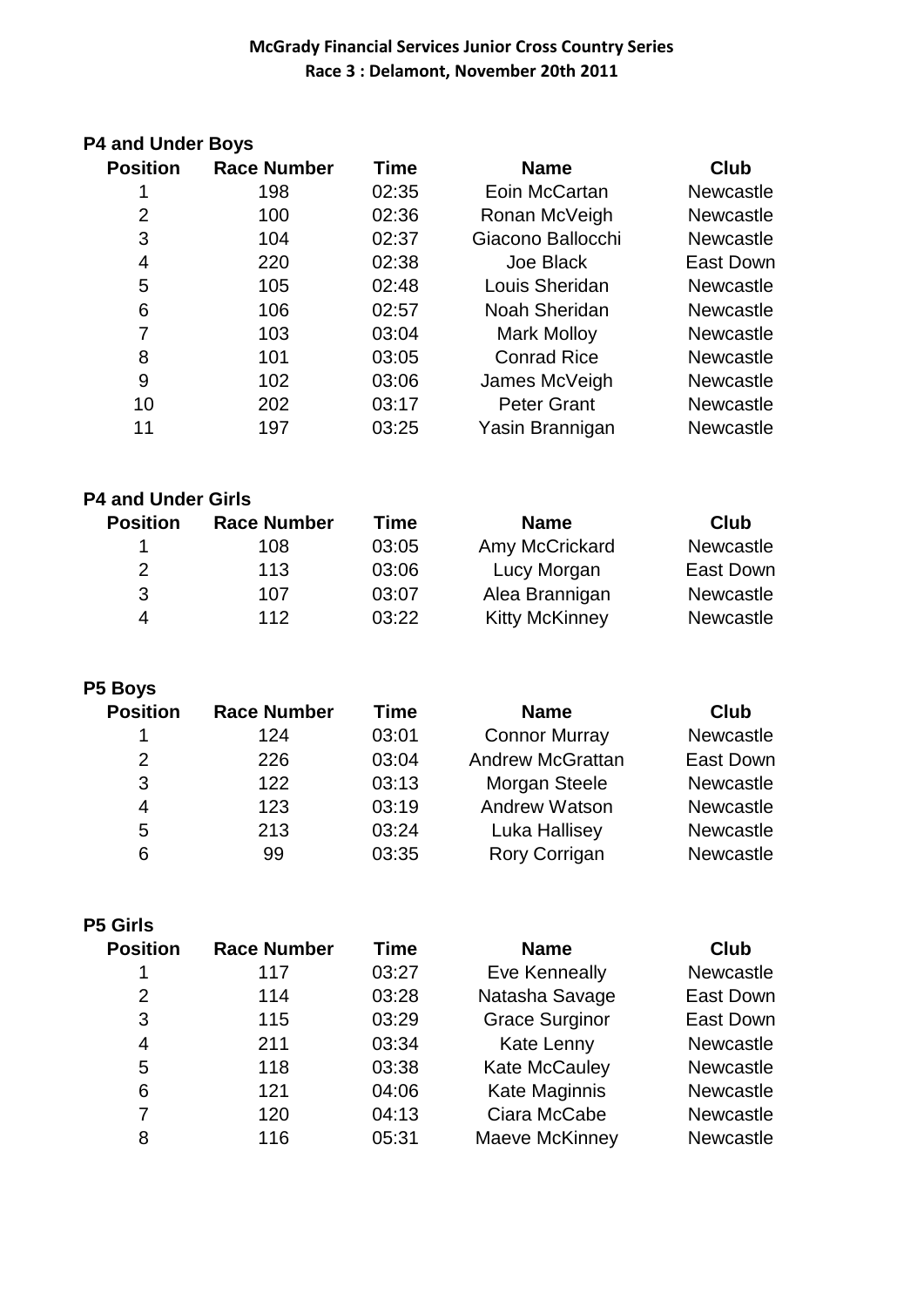# McGrady Financial Services Junior Cross Country Series

## Race 3 : Delamont, November 20th 2011

### P4 and Under Boys

| Position | Race Number | Time | Name | Club |
|---|---|---|---|---|
| 1 | 198 | 02:35 | Eoin McCartan | Newcastle |
| 2 | 100 | 02:36 | Ronan McVeigh | Newcastle |
| 3 | 104 | 02:37 | Giacono Ballocchi | Newcastle |
| 4 | 220 | 02:38 | Joe Black | East Down |
| 5 | 105 | 02:48 | Louis Sheridan | Newcastle |
| 6 | 106 | 02:57 | Noah Sheridan | Newcastle |
| 7 | 103 | 03:04 | Mark Molloy | Newcastle |
| 8 | 101 | 03:05 | Conrad Rice | Newcastle |
| 9 | 102 | 03:06 | James McVeigh | Newcastle |
| 10 | 202 | 03:17 | Peter Grant | Newcastle |
| 11 | 197 | 03:25 | Yasin Brannigan | Newcastle |

### P4 and Under Girls

| Position | Race Number | Time | Name | Club |
|---|---|---|---|---|
| 1 | 108 | 03:05 | Amy McCrickard | Newcastle |
| 2 | 113 | 03:06 | Lucy Morgan | East Down |
| 3 | 107 | 03:07 | Alea Brannigan | Newcastle |
| 4 | 112 | 03:22 | Kitty McKinney | Newcastle |

### P5 Boys

| Position | Race Number | Time | Name | Club |
|---|---|---|---|---|
| 1 | 124 | 03:01 | Connor Murray | Newcastle |
| 2 | 226 | 03:04 | Andrew McGrattan | East Down |
| 3 | 122 | 03:13 | Morgan Steele | Newcastle |
| 4 | 123 | 03:19 | Andrew Watson | Newcastle |
| 5 | 213 | 03:24 | Luka Hallisey | Newcastle |
| 6 | 99 | 03:35 | Rory Corrigan | Newcastle |

### P5 Girls

| Position | Race Number | Time | Name | Club |
|---|---|---|---|---|
| 1 | 117 | 03:27 | Eve Kenneally | Newcastle |
| 2 | 114 | 03:28 | Natasha Savage | East Down |
| 3 | 115 | 03:29 | Grace Surginor | East Down |
| 4 | 211 | 03:34 | Kate Lenny | Newcastle |
| 5 | 118 | 03:38 | Kate McCauley | Newcastle |
| 6 | 121 | 04:06 | Kate Maginnis | Newcastle |
| 7 | 120 | 04:13 | Ciara McCabe | Newcastle |
| 8 | 116 | 05:31 | Maeve McKinney | Newcastle |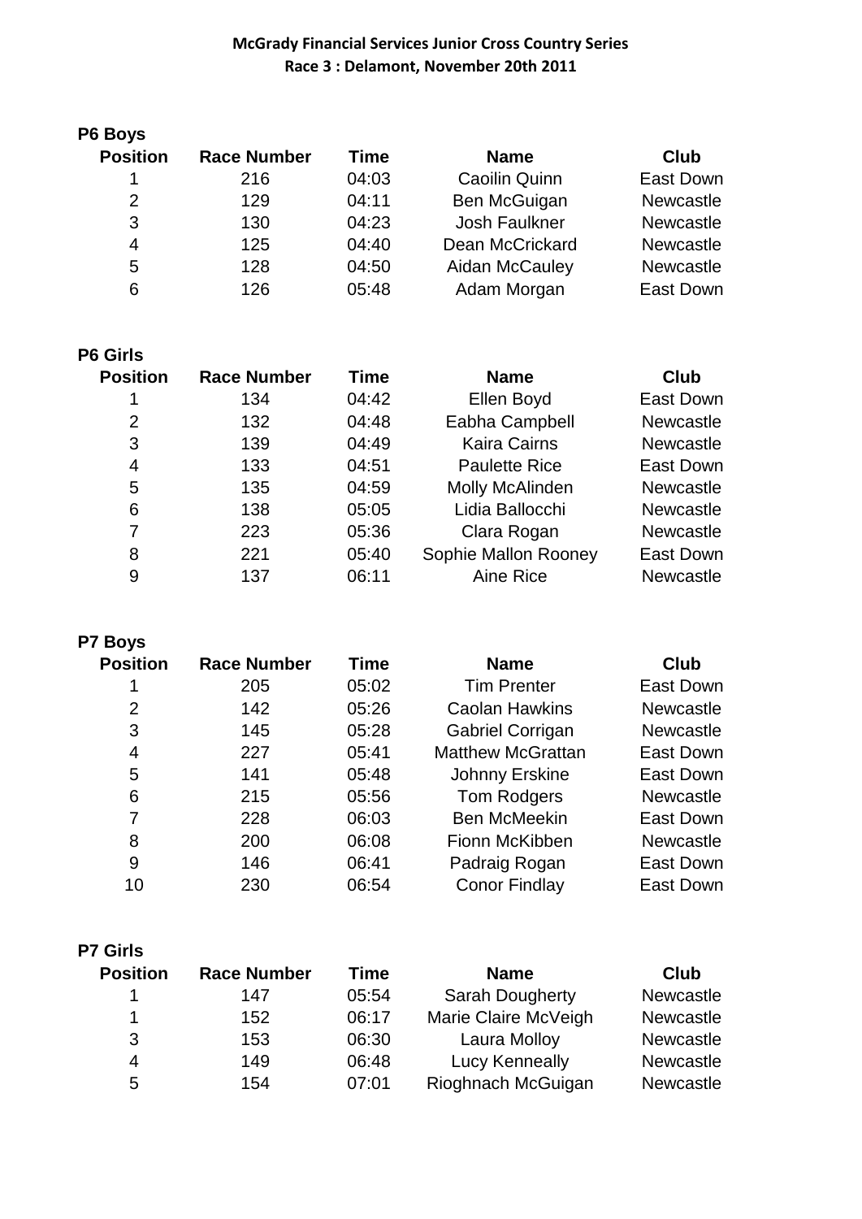# McGrady Financial Services Junior Cross Country Series

## Race 3 : Delamont, November 20th 2011

### P6 Boys

| Position | Race Number | Time | Name | Club |
|---|---|---|---|---|
| 1 | 216 | 04:03 | Caoilin Quinn | East Down |
| 2 | 129 | 04:11 | Ben McGuigan | Newcastle |
| 3 | 130 | 04:23 | Josh Faulkner | Newcastle |
| 4 | 125 | 04:40 | Dean McCrickard | Newcastle |
| 5 | 128 | 04:50 | Aidan McCauley | Newcastle |
| 6 | 126 | 05:48 | Adam Morgan | East Down |

### P6 Girls

| Position | Race Number | Time | Name | Club |
|---|---|---|---|---|
| 1 | 134 | 04:42 | Ellen Boyd | East Down |
| 2 | 132 | 04:48 | Eabha Campbell | Newcastle |
| 3 | 139 | 04:49 | Kaira Cairns | Newcastle |
| 4 | 133 | 04:51 | Paulette Rice | East Down |
| 5 | 135 | 04:59 | Molly McAlinden | Newcastle |
| 6 | 138 | 05:05 | Lidia Ballocchi | Newcastle |
| 7 | 223 | 05:36 | Clara Rogan | Newcastle |
| 8 | 221 | 05:40 | Sophie Mallon Rooney | East Down |
| 9 | 137 | 06:11 | Aine Rice | Newcastle |

### P7 Boys

| Position | Race Number | Time | Name | Club |
|---|---|---|---|---|
| 1 | 205 | 05:02 | Tim Prenter | East Down |
| 2 | 142 | 05:26 | Caolan Hawkins | Newcastle |
| 3 | 145 | 05:28 | Gabriel Corrigan | Newcastle |
| 4 | 227 | 05:41 | Matthew McGrattan | East Down |
| 5 | 141 | 05:48 | Johnny Erskine | East Down |
| 6 | 215 | 05:56 | Tom Rodgers | Newcastle |
| 7 | 228 | 06:03 | Ben McMeekin | East Down |
| 8 | 200 | 06:08 | Fionn McKibben | Newcastle |
| 9 | 146 | 06:41 | Padraig Rogan | East Down |
| 10 | 230 | 06:54 | Conor Findlay | East Down |

### P7 Girls

| Position | Race Number | Time | Name | Club |
|---|---|---|---|---|
| 1 | 147 | 05:54 | Sarah Dougherty | Newcastle |
| 1 | 152 | 06:17 | Marie Claire McVeigh | Newcastle |
| 3 | 153 | 06:30 | Laura Molloy | Newcastle |
| 4 | 149 | 06:48 | Lucy Kenneally | Newcastle |
| 5 | 154 | 07:01 | Rioghnach McGuigan | Newcastle |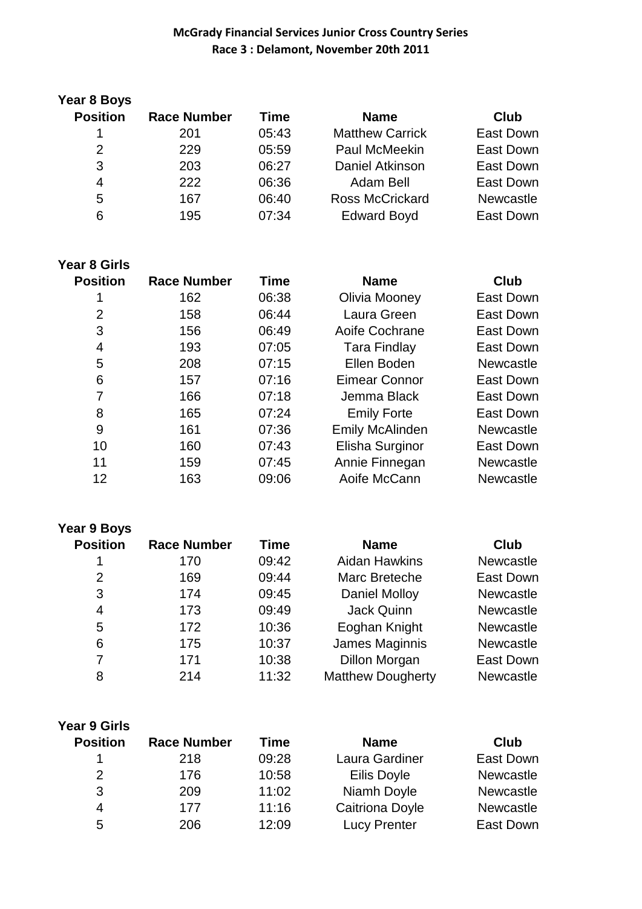**McGrady Financial Services Junior Cross Country Series**
**Race 3 : Delamont, November 20th 2011**

### Year 8 Boys

| Position | Race Number | Time | Name | Club |
|---|---|---|---|---|
| 1 | 201 | 05:43 | Matthew Carrick | East Down |
| 2 | 229 | 05:59 | Paul McMeekin | East Down |
| 3 | 203 | 06:27 | Daniel Atkinson | East Down |
| 4 | 222 | 06:36 | Adam Bell | East Down |
| 5 | 167 | 06:40 | Ross McCrickard | Newcastle |
| 6 | 195 | 07:34 | Edward Boyd | East Down |

### Year 8 Girls

| Position | Race Number | Time | Name | Club |
|---|---|---|---|---|
| 1 | 162 | 06:38 | Olivia Mooney | East Down |
| 2 | 158 | 06:44 | Laura Green | East Down |
| 3 | 156 | 06:49 | Aoife Cochrane | East Down |
| 4 | 193 | 07:05 | Tara Findlay | East Down |
| 5 | 208 | 07:15 | Ellen Boden | Newcastle |
| 6 | 157 | 07:16 | Eimear Connor | East Down |
| 7 | 166 | 07:18 | Jemma Black | East Down |
| 8 | 165 | 07:24 | Emily Forte | East Down |
| 9 | 161 | 07:36 | Emily McAlinden | Newcastle |
| 10 | 160 | 07:43 | Elisha Surginor | East Down |
| 11 | 159 | 07:45 | Annie Finnegan | Newcastle |
| 12 | 163 | 09:06 | Aoife McCann | Newcastle |

### Year 9 Boys

| Position | Race Number | Time | Name | Club |
|---|---|---|---|---|
| 1 | 170 | 09:42 | Aidan Hawkins | Newcastle |
| 2 | 169 | 09:44 | Marc Breteche | East Down |
| 3 | 174 | 09:45 | Daniel Molloy | Newcastle |
| 4 | 173 | 09:49 | Jack Quinn | Newcastle |
| 5 | 172 | 10:36 | Eoghan Knight | Newcastle |
| 6 | 175 | 10:37 | James Maginnis | Newcastle |
| 7 | 171 | 10:38 | Dillon Morgan | East Down |
| 8 | 214 | 11:32 | Matthew Dougherty | Newcastle |

### Year 9 Girls

| Position | Race Number | Time | Name | Club |
|---|---|---|---|---|
| 1 | 218 | 09:28 | Laura Gardiner | East Down |
| 2 | 176 | 10:58 | Eilis Doyle | Newcastle |
| 3 | 209 | 11:02 | Niamh Doyle | Newcastle |
| 4 | 177 | 11:16 | Caitriona Doyle | Newcastle |
| 5 | 206 | 12:09 | Lucy Prenter | East Down |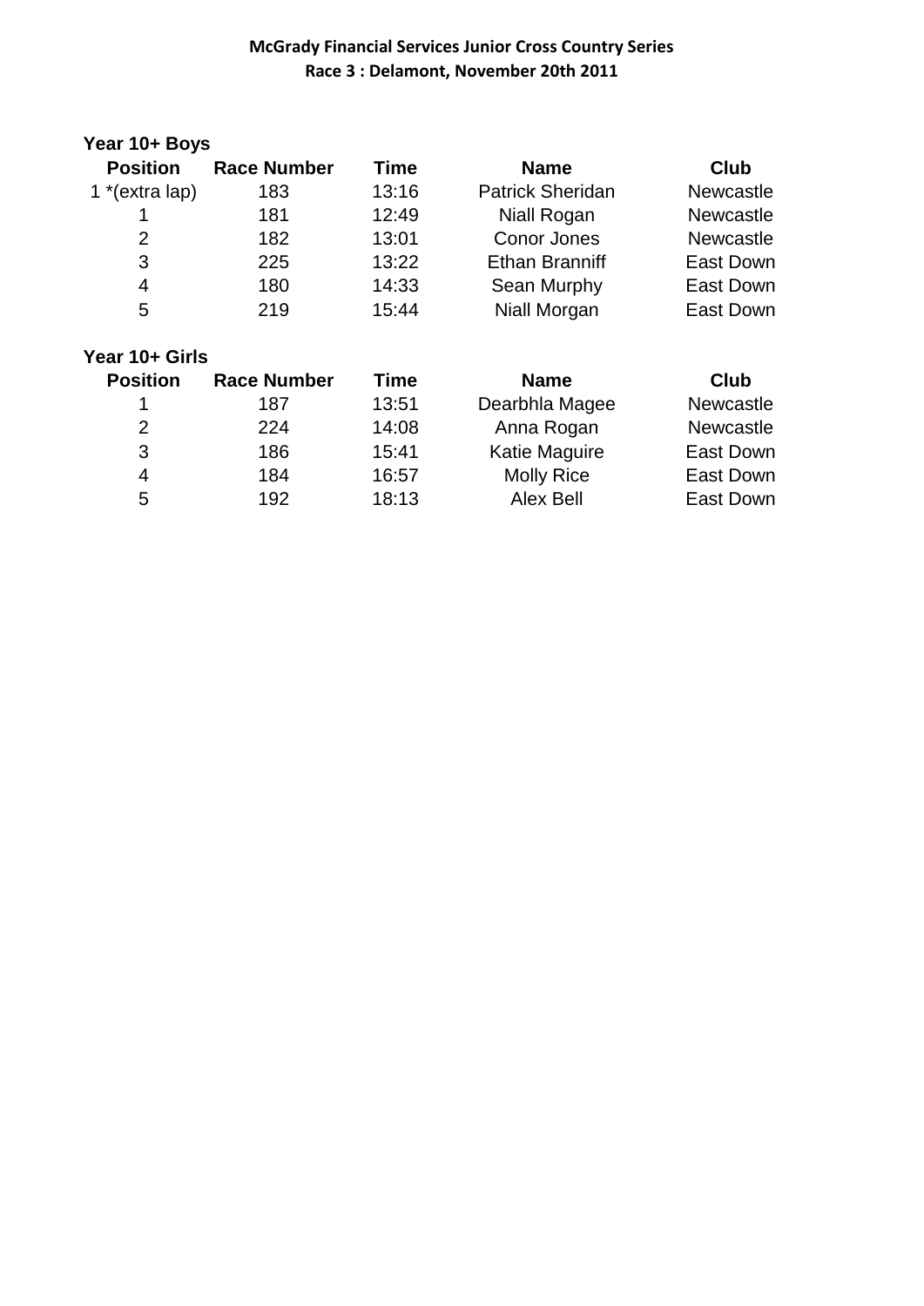**McGrady Financial Services Junior Cross Country Series**
**Race 3 : Delamont, November 20th 2011**

### Year 10+ Boys

| Position | Race Number | Time | Name | Club |
|---|---|---|---|---|
| 1 *(extra lap) | 183 | 13:16 | Patrick Sheridan | Newcastle |
| 1 | 181 | 12:49 | Niall Rogan | Newcastle |
| 2 | 182 | 13:01 | Conor Jones | Newcastle |
| 3 | 225 | 13:22 | Ethan Branniff | East Down |
| 4 | 180 | 14:33 | Sean Murphy | East Down |
| 5 | 219 | 15:44 | Niall Morgan | East Down |

### Year 10+ Girls

| Position | Race Number | Time | Name | Club |
|---|---|---|---|---|
| 1 | 187 | 13:51 | Dearbhla Magee | Newcastle |
| 2 | 224 | 14:08 | Anna Rogan | Newcastle |
| 3 | 186 | 15:41 | Katie Maguire | East Down |
| 4 | 184 | 16:57 | Molly Rice | East Down |
| 5 | 192 | 18:13 | Alex Bell | East Down |